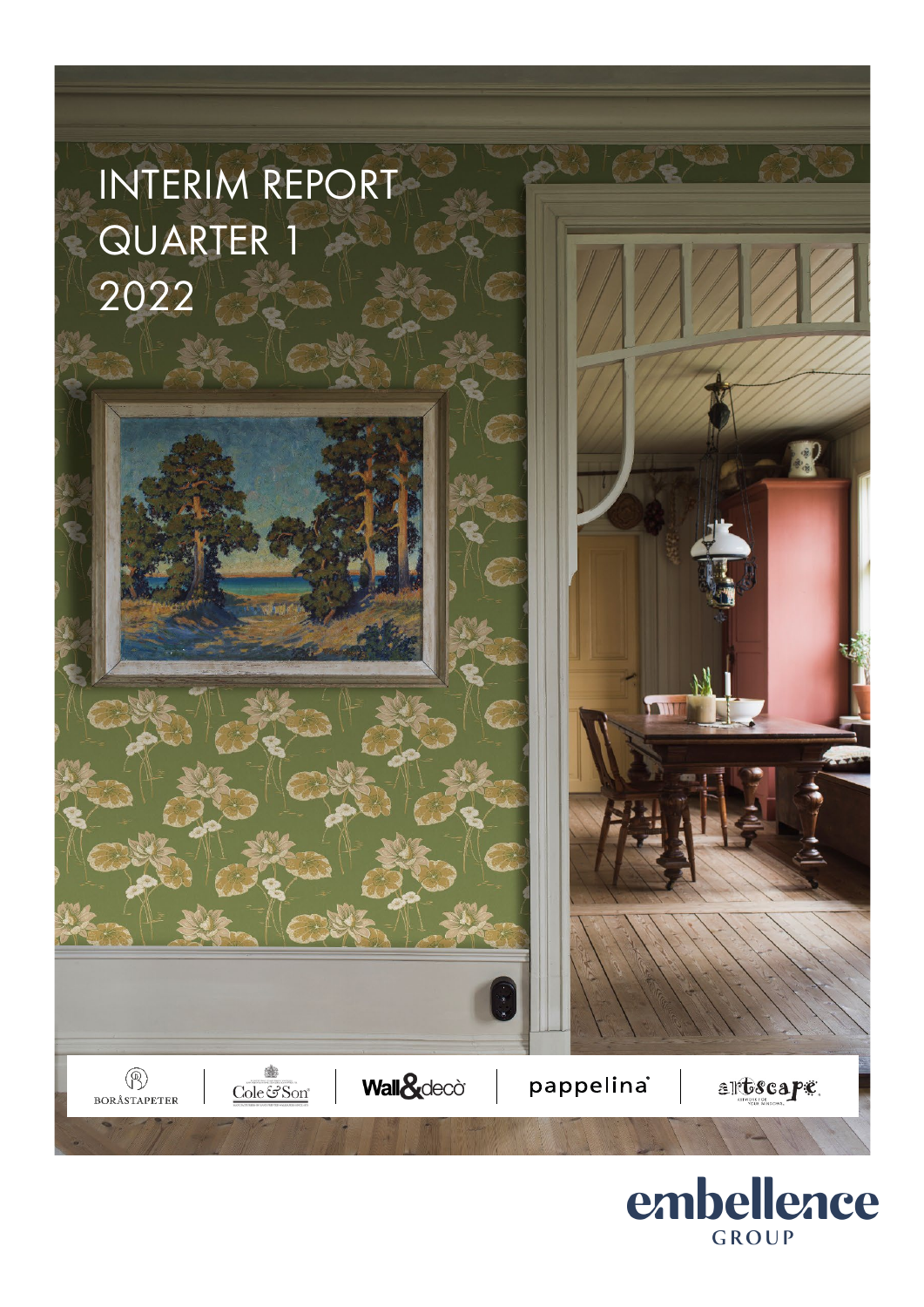# INTERIM REPORT QUARTER 1 2022

BORÅSTAPETER | Cole & Son | Wall&decò | pappelina | artscape

embellence GROUP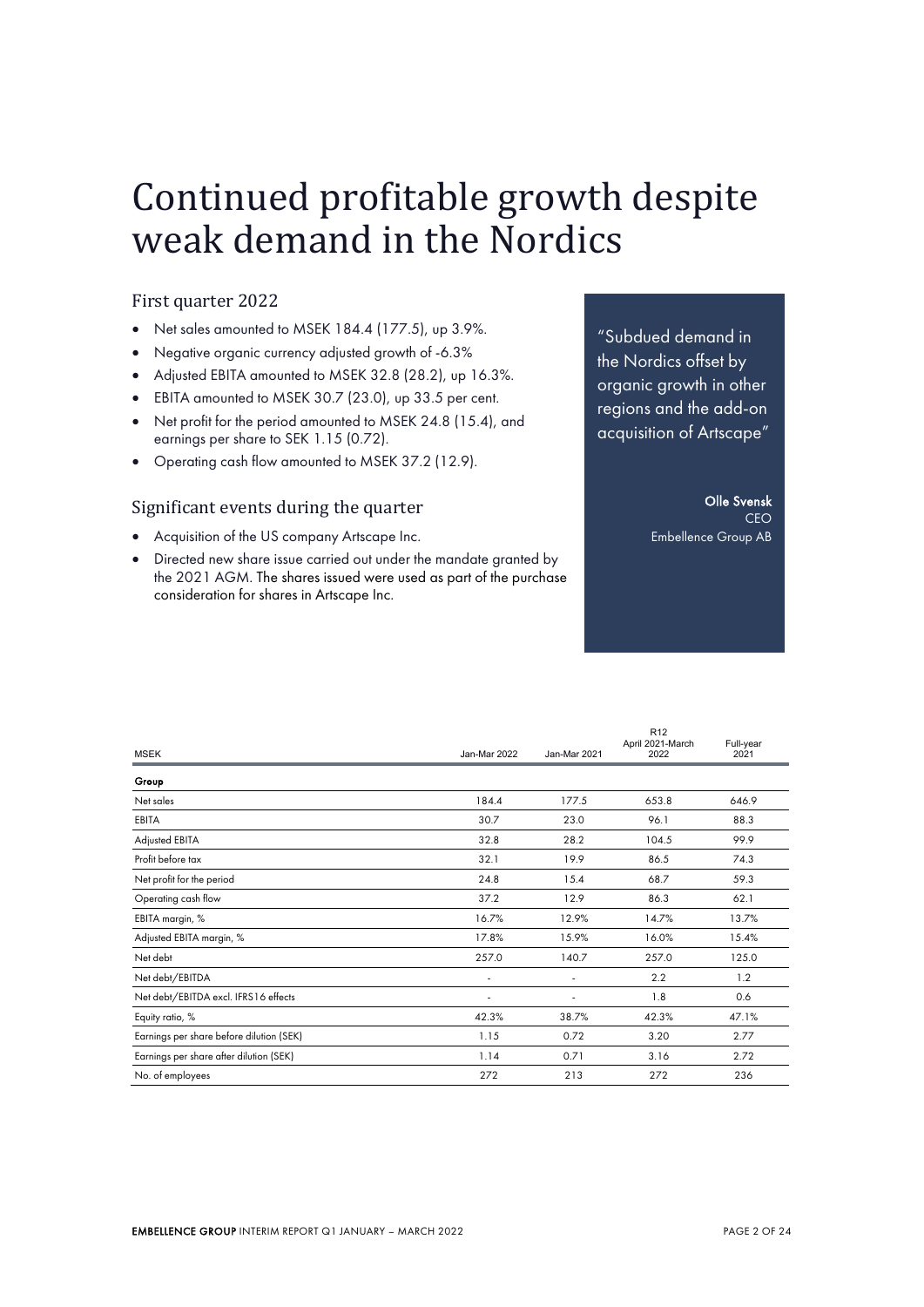# Continued profitable growth despite weak demand in the Nordics

## First quarter 2022

- Net sales amounted to MSEK 184.4 (177.5), up 3.9%.
- Negative organic currency adjusted growth of -6.3%
- Adjusted EBITA amounted to MSEK 32.8 (28.2), up 16.3%.
- EBITA amounted to MSEK 30.7 (23.0), up 33.5 per cent.
- Net profit for the period amounted to MSEK 24.8 (15.4), and earnings per share to SEK 1.15 (0.72).
- Operating cash flow amounted to MSEK 37.2 (12.9).

## Significant events during the quarter

- Acquisition of the US company Artscape Inc.
- Directed new share issue carried out under the mandate granted by the 2021 AGM. The shares issued were used as part of the purchase consideration for shares in Artscape Inc.

"Subdued demand in the Nordics offset by organic growth in other regions and the add-on acquisition of Artscape"

**Olle Svensk**
CEO
Embellence Group AB

| MSEK | Jan-Mar 2022 | Jan-Mar 2021 | R12 April 2021-March 2022 | Full-year 2021 |
|---|---|---|---|---|
| **Group** | | | | |
| Net sales | 184.4 | 177.5 | 653.8 | 646.9 |
| EBITA | 30.7 | 23.0 | 96.1 | 88.3 |
| Adjusted EBITA | 32.8 | 28.2 | 104.5 | 99.9 |
| Profit before tax | 32.1 | 19.9 | 86.5 | 74.3 |
| Net profit for the period | 24.8 | 15.4 | 68.7 | 59.3 |
| Operating cash flow | 37.2 | 12.9 | 86.3 | 62.1 |
| EBITA margin, % | 16.7% | 12.9% | 14.7% | 13.7% |
| Adjusted EBITA margin, % | 17.8% | 15.9% | 16.0% | 15.4% |
| Net debt | 257.0 | 140.7 | 257.0 | 125.0 |
| Net debt/EBITDA | - | - | 2.2 | 1.2 |
| Net debt/EBITDA excl. IFRS16 effects | - | - | 1.8 | 0.6 |
| Equity ratio, % | 42.3% | 38.7% | 42.3% | 47.1% |
| Earnings per share before dilution (SEK) | 1.15 | 0.72 | 3.20 | 2.77 |
| Earnings per share after dilution (SEK) | 1.14 | 0.71 | 3.16 | 2.72 |
| No. of employees | 272 | 213 | 272 | 236 |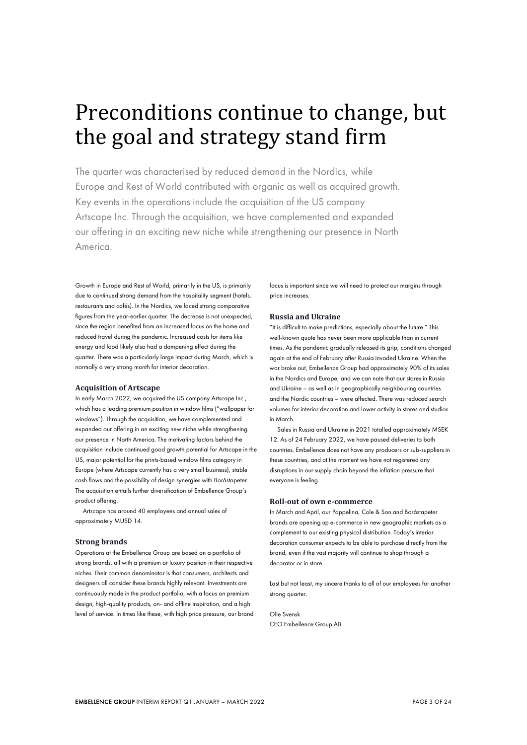# Preconditions continue to change, but the goal and strategy stand firm

The quarter was characterised by reduced demand in the Nordics, while Europe and Rest of World contributed with organic as well as acquired growth. Key events in the operations include the acquisition of the US company Artscape Inc. Through the acquisition, we have complemented and expanded our offering in an exciting new niche while strengthening our presence in North America.

Growth in Europe and Rest of World, primarily in the US, is primarily due to continued strong demand from the hospitality segment (hotels, restaurants and cafés). In the Nordics, we faced strong comparative figures from the year-earlier quarter. The decrease is not unexpected, since the region benefited from an increased focus on the home and reduced travel during the pandemic. Increased costs for items like energy and food likely also had a dampening effect during the quarter. There was a particularly large impact during March, which is normally a very strong month for interior decoration.

### Acquisition of Artscape

In early March 2022, we acquired the US company Artscape Inc., which has a leading premium position in window films ("wallpaper for windows"). Through the acquisition, we have complemented and expanded our offering in an exciting new niche while strengthening our presence in North America. The motivating factors behind the acquisition include continued good growth potential for Artscape in the US, major potential for the prints-based window films category in Europe (where Artscape currently has a very small business), stable cash flows and the possibility of design synergies with Boråstapeter. The acquisition entails further diversification of Embellence Group's product offering.

Artscape has around 40 employees and annual sales of approximately MUSD 14.

### Strong brands

Operations at the Embellence Group are based on a portfolio of strong brands, all with a premium or luxury position in their respective niches. Their common denominator is that consumers, architects and designers all consider these brands highly relevant. Investments are continuously made in the product portfolio, with a focus on premium design, high-quality products, on- and offline inspiration, and a high level of service. In times like these, with high price pressure, our brand focus is important since we will need to protect our margins through price increases.

### Russia and Ukraine

"It is difficult to make predictions, especially about the future." This well-known quote has never been more applicable than in current times. As the pandemic gradually released its grip, conditions changed again at the end of February after Russia invaded Ukraine. When the war broke out, Embellence Group had approximately 90% of its sales in the Nordics and Europe, and we can note that our stores in Russia and Ukraine – as well as in geographically neighbouring countries and the Nordic countries – were affected. There was reduced search volumes for interior decoration and lower activity in stores and studios in March.

Sales in Russia and Ukraine in 2021 totalled approximately MSEK 12. As of 24 February 2022, we have paused deliveries to both countries. Embellence does not have any producers or sub-suppliers in these countries, and at the moment we have not registered any disruptions in our supply chain beyond the inflation pressure that everyone is feeling.

### Roll-out of own e-commerce

In March and April, our Pappelina, Cole & Son and Boråstapeter brands are opening up e-commerce in new geographic markets as a complement to our existing physical distribution. Today's interior decoration consumer expects to be able to purchase directly from the brand, even if the vast majority will continue to shop through a decorator or in store.

Last but not least, my sincere thanks to all of our employees for another strong quarter.

Olle Svensk
CEO Embellence Group AB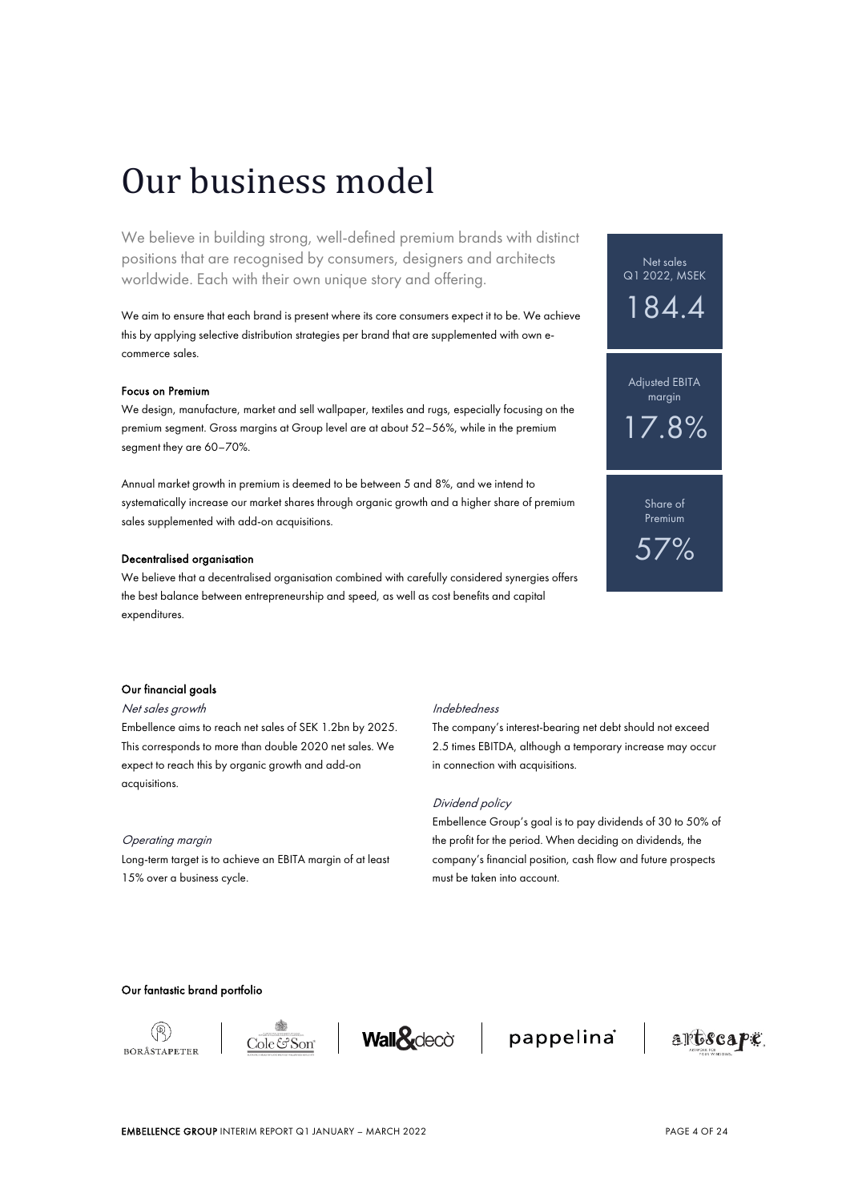# Our business model

We believe in building strong, well-defined premium brands with distinct positions that are recognised by consumers, designers and architects worldwide. Each with their own unique story and offering.

We aim to ensure that each brand is present where its core consumers expect it to be. We achieve this by applying selective distribution strategies per brand that are supplemented with own e-commerce sales.

**Focus on Premium**

We design, manufacture, market and sell wallpaper, textiles and rugs, especially focusing on the premium segment. Gross margins at Group level are at about 52–56%, while in the premium segment they are 60–70%.

Annual market growth in premium is deemed to be between 5 and 8%, and we intend to systematically increase our market shares through organic growth and a higher share of premium sales supplemented with add-on acquisitions.

**Decentralised organisation**

We believe that a decentralised organisation combined with carefully considered synergies offers the best balance between entrepreneurship and speed, as well as cost benefits and capital expenditures.

Net sales Q1 2022, MSEK

**184.4**

Adjusted EBITA margin

**17.8%**

Share of Premium

**57%**

**Our financial goals**

*Net sales growth*

Embellence aims to reach net sales of SEK 1.2bn by 2025. This corresponds to more than double 2020 net sales. We expect to reach this by organic growth and add-on acquisitions.

*Operating margin*

Long-term target is to achieve an EBITA margin of at least 15% over a business cycle.

*Indebtedness*

The company's interest-bearing net debt should not exceed 2.5 times EBITDA, although a temporary increase may occur in connection with acquisitions.

*Dividend policy*

Embellence Group's goal is to pay dividends of 30 to 50% of the profit for the period. When deciding on dividends, the company's financial position, cash flow and future prospects must be taken into account.

**Our fantastic brand portfolio**

BORÅSTAPETER | Cole & Son | Wall&decò | pappelina | artscape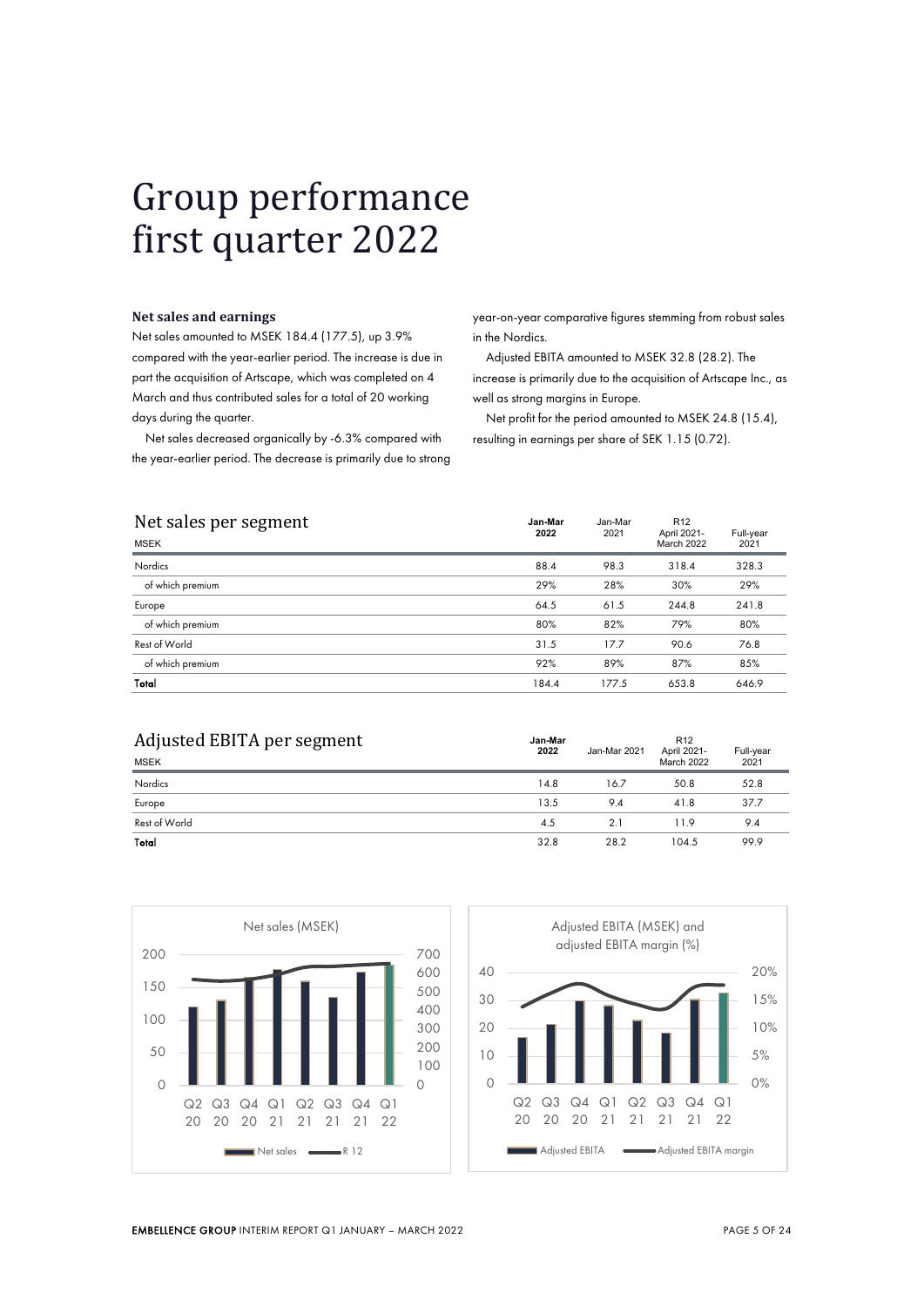# Group performance first quarter 2022

### Net sales and earnings

Net sales amounted to MSEK 184.4 (177.5), up 3.9% compared with the year-earlier period. The increase is due in part the acquisition of Artscape, which was completed on 4 March and thus contributed sales for a total of 20 working days during the quarter.

Net sales decreased organically by -6.3% compared with the year-earlier period. The decrease is primarily due to strong year-on-year comparative figures stemming from robust sales in the Nordics.

Adjusted EBITA amounted to MSEK 32.8 (28.2). The increase is primarily due to the acquisition of Artscape Inc., as well as strong margins in Europe.

Net profit for the period amounted to MSEK 24.8 (15.4), resulting in earnings per share of SEK 1.15 (0.72).

## Net sales per segment

| MSEK | Jan-Mar 2022 | Jan-Mar 2021 | R12 April 2021-March 2022 | Full-year 2021 |
|---|---|---|---|---|
| Nordics | 88.4 | 98.3 | 318.4 | 328.3 |
| of which premium | 29% | 28% | 30% | 29% |
| Europe | 64.5 | 61.5 | 244.8 | 241.8 |
| of which premium | 80% | 82% | 79% | 80% |
| Rest of World | 31.5 | 17.7 | 90.6 | 76.8 |
| of which premium | 92% | 89% | 87% | 85% |
| **Total** | 184.4 | 177.5 | 653.8 | 646.9 |

## Adjusted EBITA per segment

| MSEK | Jan-Mar 2022 | Jan-Mar 2021 | R12 April 2021-March 2022 | Full-year 2021 |
|---|---|---|---|---|
| Nordics | 14.8 | 16.7 | 50.8 | 52.8 |
| Europe | 13.5 | 9.4 | 41.8 | 37.7 |
| Rest of World | 4.5 | 2.1 | 11.9 | 9.4 |
| **Total** | 32.8 | 28.2 | 104.5 | 99.9 |

Net sales (MSEK)

Adjusted EBITA (MSEK) and adjusted EBITA margin (%)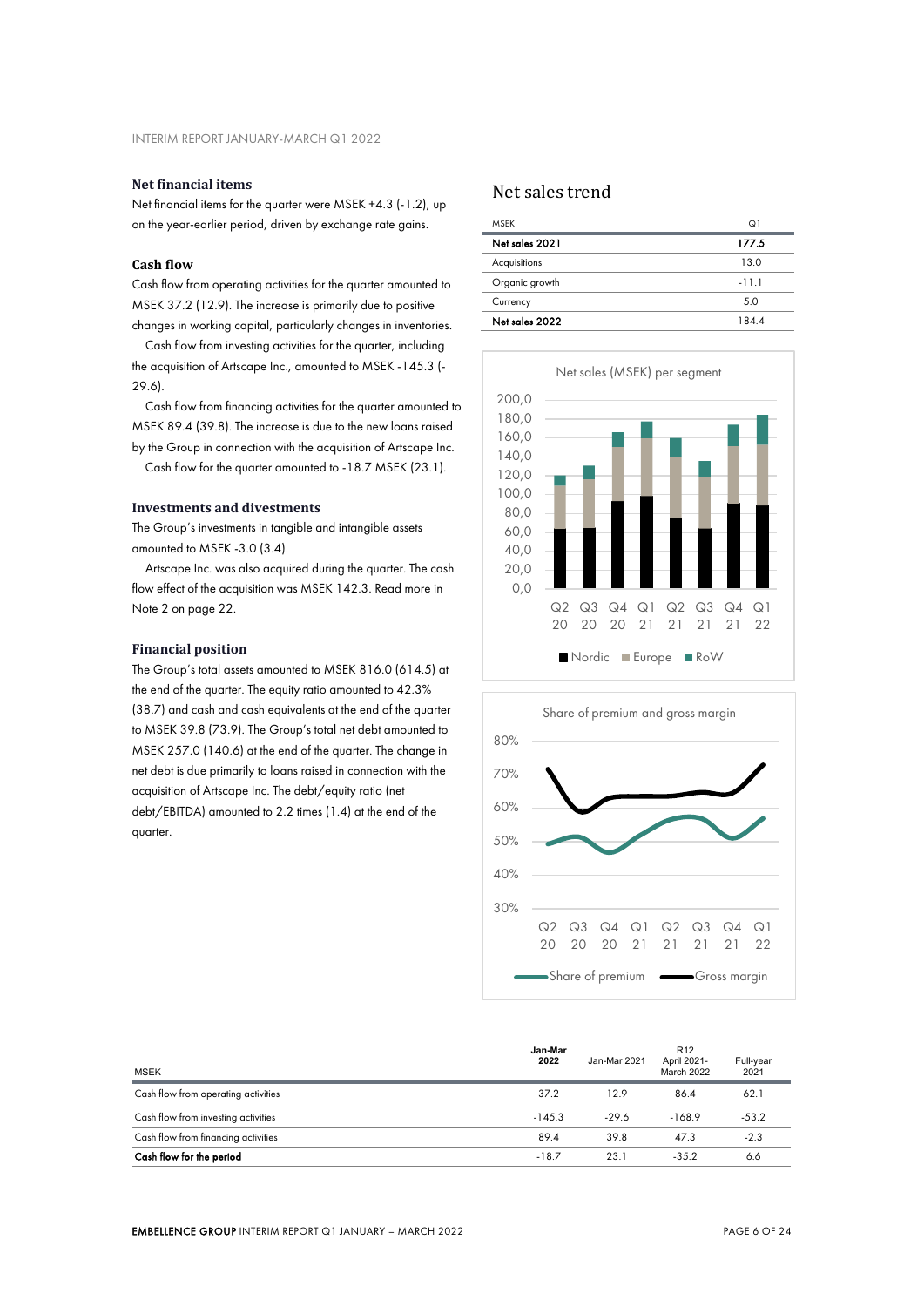### Net financial items

Net financial items for the quarter were MSEK +4.3 (-1.2), up on the year-earlier period, driven by exchange rate gains.

### Cash flow

Cash flow from operating activities for the quarter amounted to MSEK 37.2 (12.9). The increase is primarily due to positive changes in working capital, particularly changes in inventories.

Cash flow from investing activities for the quarter, including the acquisition of Artscape Inc., amounted to MSEK -145.3 (-29.6).

Cash flow from financing activities for the quarter amounted to MSEK 89.4 (39.8). The increase is due to the new loans raised by the Group in connection with the acquisition of Artscape Inc.

Cash flow for the quarter amounted to -18.7 MSEK (23.1).

### Investments and divestments

The Group's investments in tangible and intangible assets amounted to MSEK -3.0 (3.4).

Artscape Inc. was also acquired during the quarter. The cash flow effect of the acquisition was MSEK 142.3. Read more in Note 2 on page 22.

### Financial position

The Group's total assets amounted to MSEK 816.0 (614.5) at the end of the quarter. The equity ratio amounted to 42.3% (38.7) and cash and cash equivalents at the end of the quarter to MSEK 39.8 (73.9). The Group's total net debt amounted to MSEK 257.0 (140.6) at the end of the quarter. The change in net debt is due primarily to loans raised in connection with the acquisition of Artscape Inc. The debt/equity ratio (net debt/EBITDA) amounted to 2.2 times (1.4) at the end of the quarter.

## Net sales trend

| MSEK | Q1 |
|---|---|
| **Net sales 2021** | **177.5** |
| Acquisitions | 13.0 |
| Organic growth | -11.1 |
| Currency | 5.0 |
| **Net sales 2022** | 184.4 |

Net sales (MSEK) per segment

Share of premium and gross margin

| MSEK | Jan-Mar 2022 | Jan-Mar 2021 | R12 April 2021-March 2022 | Full-year 2021 |
|---|---|---|---|---|
| Cash flow from operating activities | 37.2 | 12.9 | 86.4 | 62.1 |
| Cash flow from investing activities | -145.3 | -29.6 | -168.9 | -53.2 |
| Cash flow from financing activities | 89.4 | 39.8 | 47.3 | -2.3 |
| **Cash flow for the period** | -18.7 | 23.1 | -35.2 | 6.6 |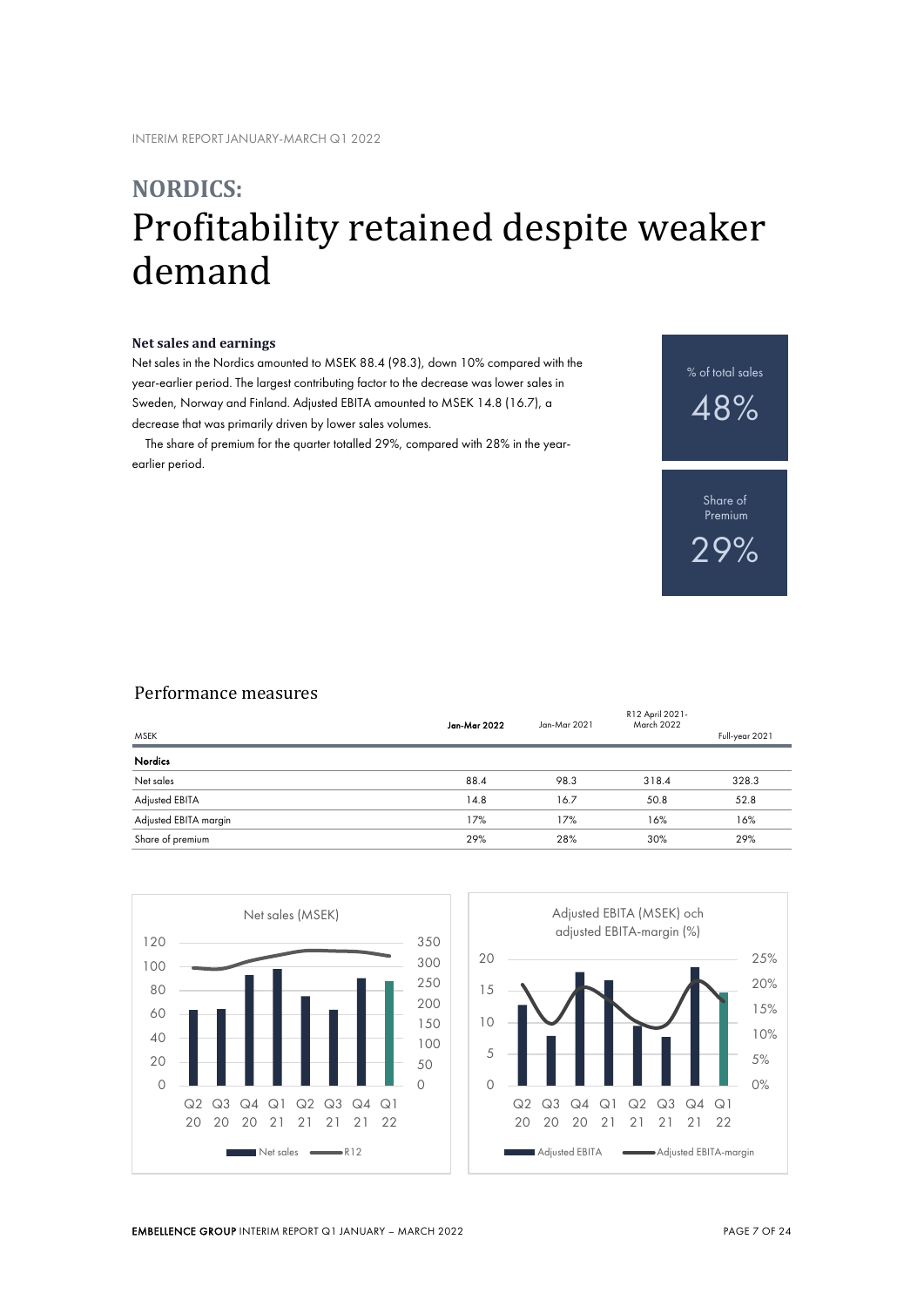# NORDICS:
# Profitability retained despite weaker demand

**Net sales and earnings**

Net sales in the Nordics amounted to MSEK 88.4 (98.3), down 10% compared with the year-earlier period. The largest contributing factor to the decrease was lower sales in Sweden, Norway and Finland. Adjusted EBITA amounted to MSEK 14.8 (16.7), a decrease that was primarily driven by lower sales volumes.

The share of premium for the quarter totalled 29%, compared with 28% in the year-earlier period.

% of total sales
48%

Share of Premium
29%

## Performance measures

| MSEK | **Jan-Mar 2022** | Jan-Mar 2021 | R12 April 2021-March 2022 | Full-year 2021 |
|---|---|---|---|---|
| **Nordics** | | | | |
| Net sales | 88.4 | 98.3 | 318.4 | 328.3 |
| Adjusted EBITA | 14.8 | 16.7 | 50.8 | 52.8 |
| Adjusted EBITA margin | 17% | 17% | 16% | 16% |
| Share of premium | 29% | 28% | 30% | 29% |

Net sales (MSEK)

Adjusted EBITA (MSEK) och adjusted EBITA-margin (%)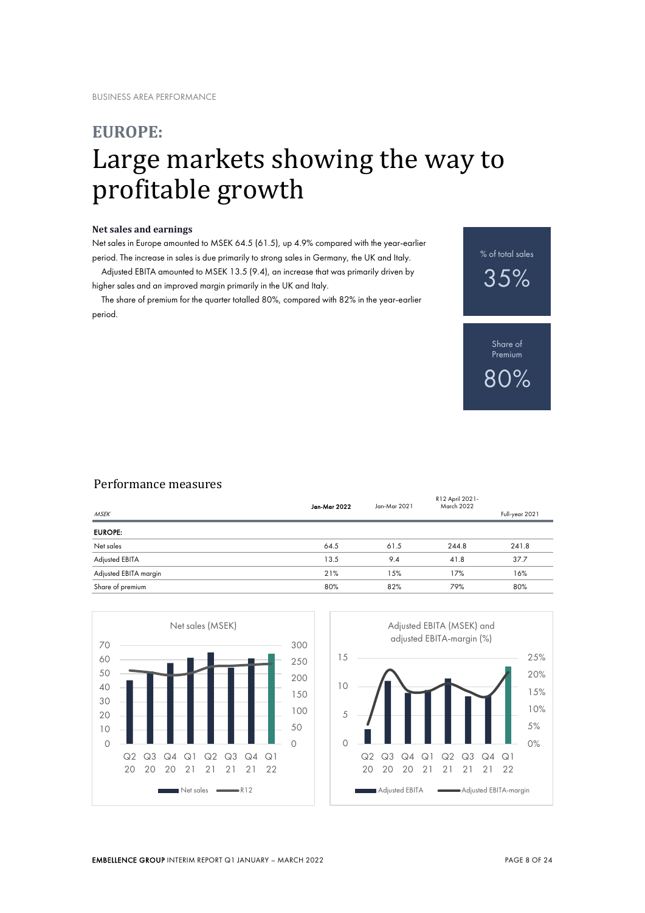BUSINESS AREA PERFORMANCE

# EUROPE:
# Large markets showing the way to profitable growth

### Net sales and earnings

Net sales in Europe amounted to MSEK 64.5 (61.5), up 4.9% compared with the year-earlier period. The increase in sales is due primarily to strong sales in Germany, the UK and Italy.

Adjusted EBITA amounted to MSEK 13.5 (9.4), an increase that was primarily driven by higher sales and an improved margin primarily in the UK and Italy.

The share of premium for the quarter totalled 80%, compared with 82% in the year-earlier period.

% of total sales
35%

Share of Premium
80%

## Performance measures

| *MSEK* | **Jan-Mar 2022** | Jan-Mar 2021 | R12 April 2021-March 2022 | Full-year 2021 |
|---|---|---|---|---|
| **EUROPE:** | | | | |
| Net sales | 64.5 | 61.5 | 244.8 | 241.8 |
| Adjusted EBITA | 13.5 | 9.4 | 41.8 | 37.7 |
| Adjusted EBITA margin | 21% | 15% | 17% | 16% |
| Share of premium | 80% | 82% | 79% | 80% |

Net sales (MSEK)

Net sales — R12

Adjusted EBITA (MSEK) and adjusted EBITA-margin (%)

Adjusted EBITA — Adjusted EBITA-margin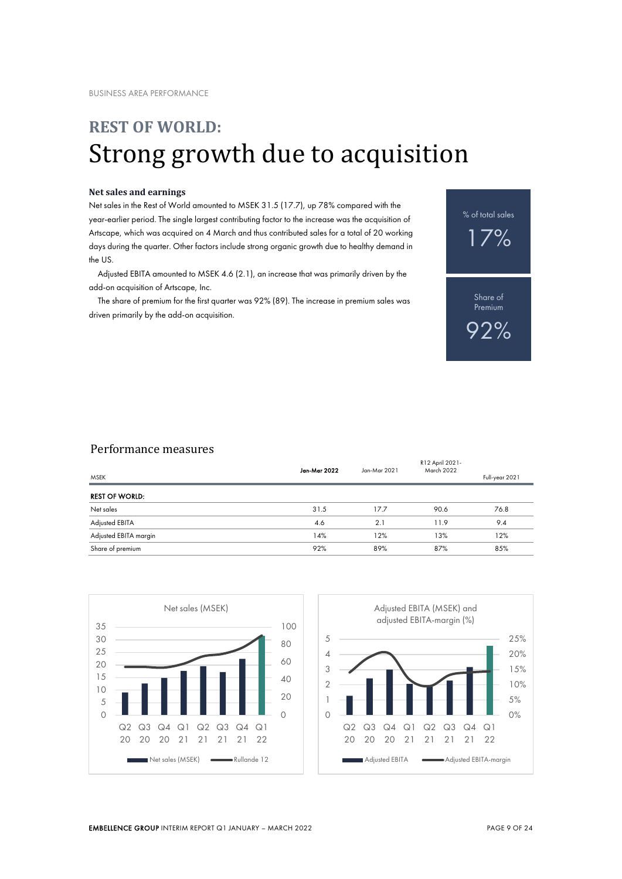BUSINESS AREA PERFORMANCE

# REST OF WORLD: Strong growth due to acquisition

### Net sales and earnings

Net sales in the Rest of World amounted to MSEK 31.5 (17.7), up 78% compared with the year-earlier period. The single largest contributing factor to the increase was the acquisition of Artscape, which was acquired on 4 March and thus contributed sales for a total of 20 working days during the quarter. Other factors include strong organic growth due to healthy demand in the US.

Adjusted EBITA amounted to MSEK 4.6 (2.1), an increase that was primarily driven by the add-on acquisition of Artscape, Inc.

The share of premium for the first quarter was 92% (89). The increase in premium sales was driven primarily by the add-on acquisition.

% of total sales

17%

Share of Premium

92%

## Performance measures

| MSEK | Jan-Mar 2022 | Jan-Mar 2021 | R12 April 2021-March 2022 | Full-year 2021 |
|---|---|---|---|---|
| **REST OF WORLD:** | | | | |
| Net sales | 31.5 | 17.7 | 90.6 | 76.8 |
| Adjusted EBITA | 4.6 | 2.1 | 11.9 | 9.4 |
| Adjusted EBITA margin | 14% | 12% | 13% | 12% |
| Share of premium | 92% | 89% | 87% | 85% |

Net sales (MSEK)

Net sales (MSEK) — Rullande 12

Adjusted EBITA (MSEK) and adjusted EBITA-margin (%)

Adjusted EBITA — Adjusted EBITA-margin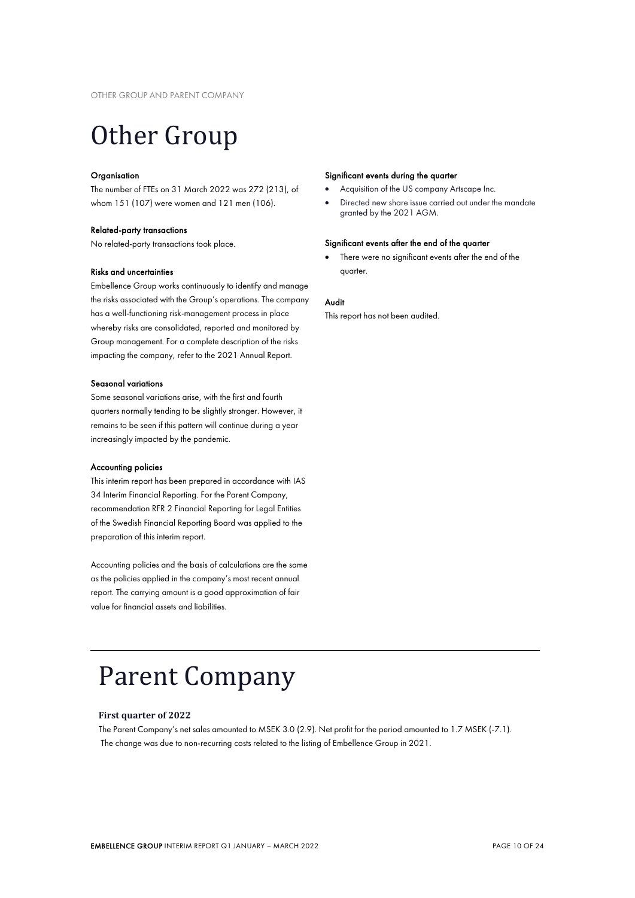# Other Group

**Organisation**

The number of FTEs on 31 March 2022 was 272 (213), of whom 151 (107) were women and 121 men (106).

**Related-party transactions**

No related-party transactions took place.

**Risks and uncertainties**

Embellence Group works continuously to identify and manage the risks associated with the Group's operations. The company has a well-functioning risk-management process in place whereby risks are consolidated, reported and monitored by Group management. For a complete description of the risks impacting the company, refer to the 2021 Annual Report.

**Seasonal variations**

Some seasonal variations arise, with the first and fourth quarters normally tending to be slightly stronger. However, it remains to be seen if this pattern will continue during a year increasingly impacted by the pandemic.

**Accounting policies**

This interim report has been prepared in accordance with IAS 34 Interim Financial Reporting. For the Parent Company, recommendation RFR 2 Financial Reporting for Legal Entities of the Swedish Financial Reporting Board was applied to the preparation of this interim report.

Accounting policies and the basis of calculations are the same as the policies applied in the company's most recent annual report. The carrying amount is a good approximation of fair value for financial assets and liabilities.

**Significant events during the quarter**

- Acquisition of the US company Artscape Inc.
- Directed new share issue carried out under the mandate granted by the 2021 AGM.

**Significant events after the end of the quarter**

- There were no significant events after the end of the quarter.

**Audit**

This report has not been audited.

# Parent Company

**First quarter of 2022**

The Parent Company's net sales amounted to MSEK 3.0 (2.9). Net profit for the period amounted to 1.7 MSEK (-7.1). The change was due to non-recurring costs related to the listing of Embellence Group in 2021.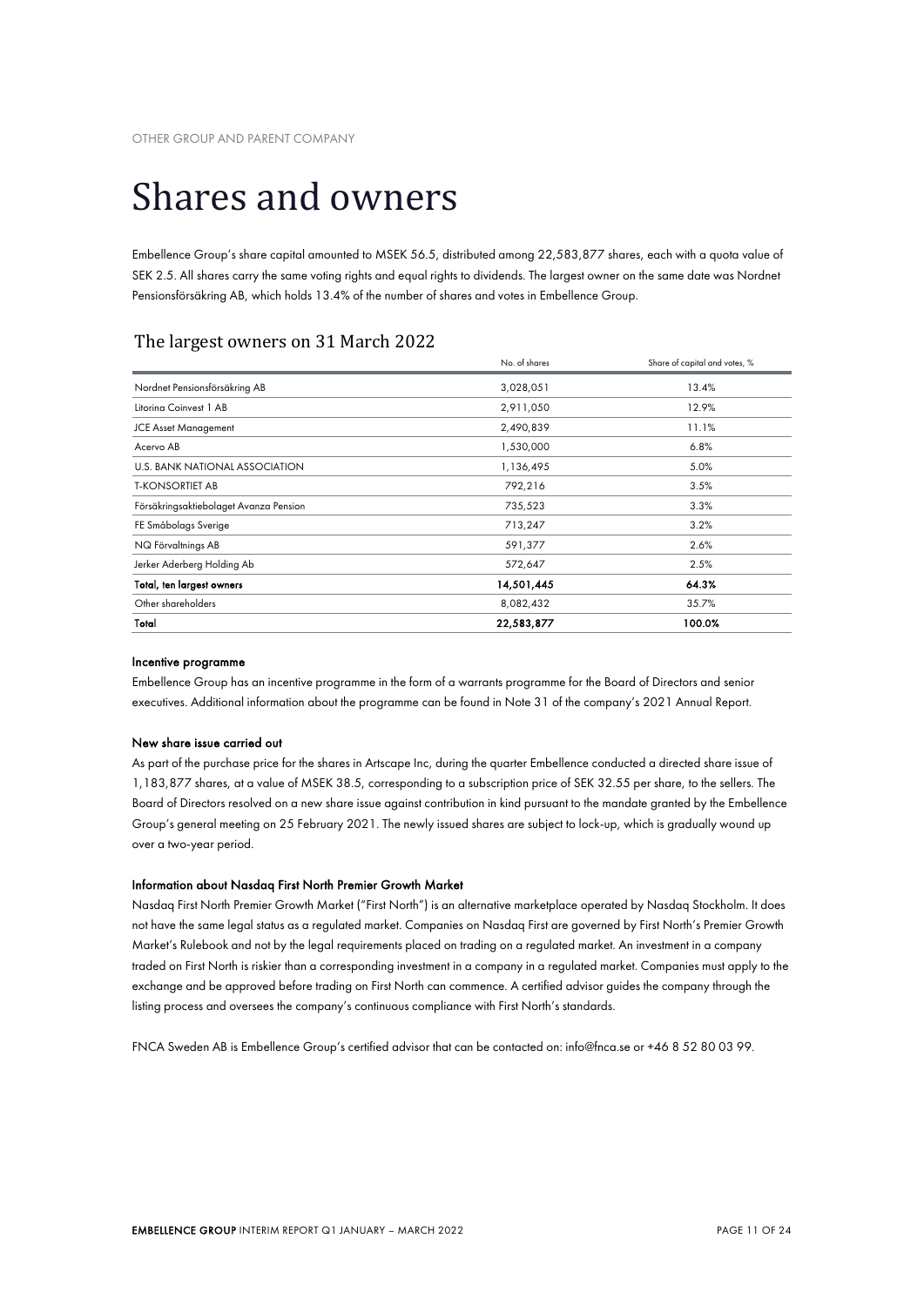OTHER GROUP AND PARENT COMPANY

# Shares and owners

Embellence Group's share capital amounted to MSEK 56.5, distributed among 22,583,877 shares, each with a quota value of SEK 2.5. All shares carry the same voting rights and equal rights to dividends. The largest owner on the same date was Nordnet Pensionsförsäkring AB, which holds 13.4% of the number of shares and votes in Embellence Group.

## The largest owners on 31 March 2022

| | No. of shares | Share of capital and votes, % |
|---|---|---|
| Nordnet Pensionsförsäkring AB | 3,028,051 | 13.4% |
| Litorina Coinvest 1 AB | 2,911,050 | 12.9% |
| JCE Asset Management | 2,490,839 | 11.1% |
| Acervo AB | 1,530,000 | 6.8% |
| U.S. BANK NATIONAL ASSOCIATION | 1,136,495 | 5.0% |
| T-KONSORTIET AB | 792,216 | 3.5% |
| Försäkringsaktiebolaget Avanza Pension | 735,523 | 3.3% |
| FE Småbolags Sverige | 713,247 | 3.2% |
| NQ Förvaltnings AB | 591,377 | 2.6% |
| Jerker Aderberg Holding Ab | 572,647 | 2.5% |
| **Total, ten largest owners** | **14,501,445** | **64.3%** |
| Other shareholders | 8,082,432 | 35.7% |
| **Total** | **22,583,877** | **100.0%** |

**Incentive programme**

Embellence Group has an incentive programme in the form of a warrants programme for the Board of Directors and senior executives. Additional information about the programme can be found in Note 31 of the company's 2021 Annual Report.

**New share issue carried out**

As part of the purchase price for the shares in Artscape Inc, during the quarter Embellence conducted a directed share issue of 1,183,877 shares, at a value of MSEK 38.5, corresponding to a subscription price of SEK 32.55 per share, to the sellers. The Board of Directors resolved on a new share issue against contribution in kind pursuant to the mandate granted by the Embellence Group's general meeting on 25 February 2021. The newly issued shares are subject to lock-up, which is gradually wound up over a two-year period.

**Information about Nasdaq First North Premier Growth Market**

Nasdaq First North Premier Growth Market ("First North") is an alternative marketplace operated by Nasdaq Stockholm. It does not have the same legal status as a regulated market. Companies on Nasdaq First are governed by First North's Premier Growth Market's Rulebook and not by the legal requirements placed on trading on a regulated market. An investment in a company traded on First North is riskier than a corresponding investment in a company in a regulated market. Companies must apply to the exchange and be approved before trading on First North can commence. A certified advisor guides the company through the listing process and oversees the company's continuous compliance with First North's standards.

FNCA Sweden AB is Embellence Group's certified advisor that can be contacted on: info@fnca.se or +46 8 52 80 03 99.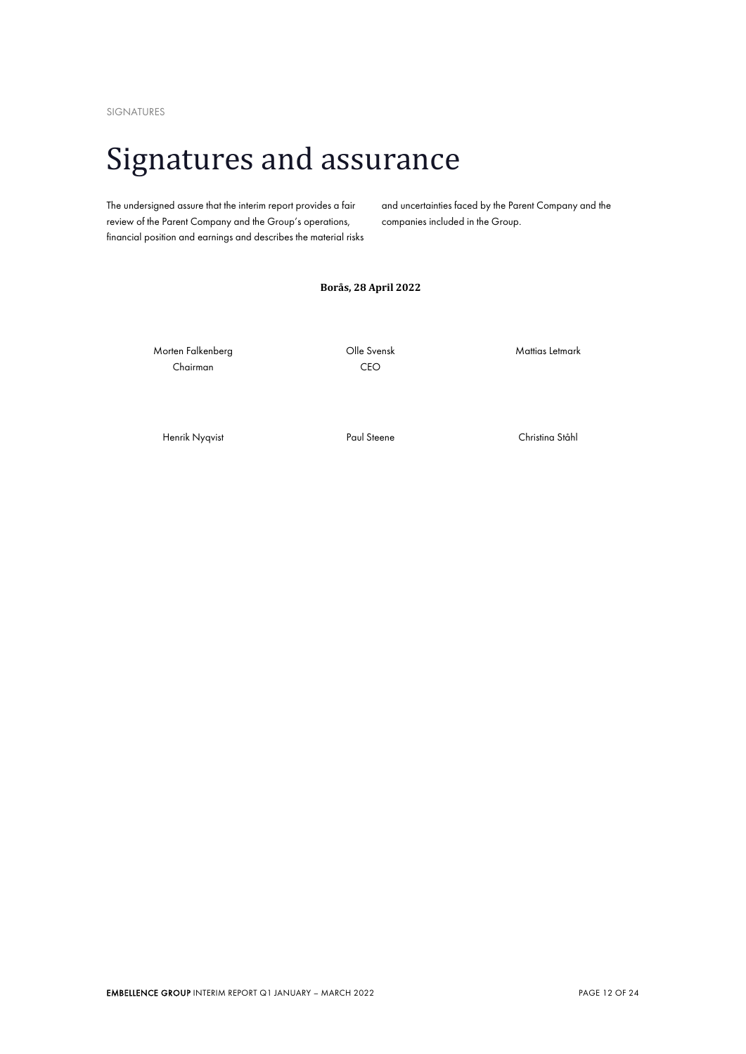SIGNATURES

# Signatures and assurance

The undersigned assure that the interim report provides a fair review of the Parent Company and the Group's operations, financial position and earnings and describes the material risks and uncertainties faced by the Parent Company and the companies included in the Group.

**Borås, 28 April 2022**

| | | |
|---|---|---|
| Morten Falkenberg<br>Chairman | Olle Svensk<br>CEO | Mattias Letmark |
| Henrik Nyqvist | Paul Steene | Christina Ståhl |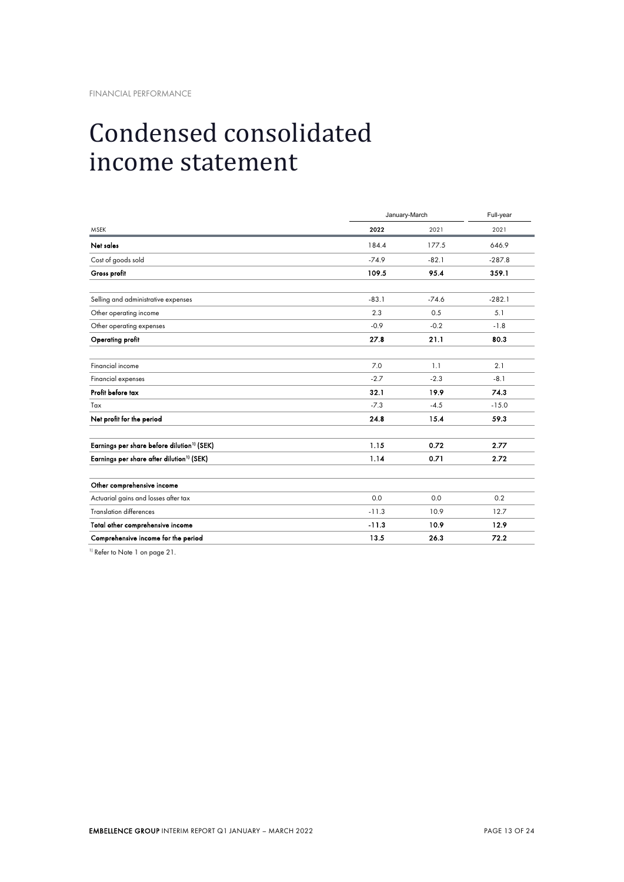FINANCIAL PERFORMANCE

# Condensed consolidated income statement

| | January-March | | Full-year |
|---|---|---|---|
| MSEK | **2022** | 2021 | 2021 |
| **Net sales** | 184.4 | 177.5 | 646.9 |
| Cost of goods sold | -74.9 | -82.1 | -287.8 |
| **Gross profit** | **109.5** | **95.4** | **359.1** |
| | | | |
| Selling and administrative expenses | -83.1 | -74.6 | -282.1 |
| Other operating income | 2.3 | 0.5 | 5.1 |
| Other operating expenses | -0.9 | -0.2 | -1.8 |
| **Operating profit** | **27.8** | **21.1** | **80.3** |
| | | | |
| Financial income | 7.0 | 1.1 | 2.1 |
| Financial expenses | -2.7 | -2.3 | -8.1 |
| **Profit before tax** | **32.1** | **19.9** | **74.3** |
| Tax | -7.3 | -4.5 | -15.0 |
| **Net profit for the period** | **24.8** | **15.4** | **59.3** |
| | | | |
| **Earnings per share before dilution[1] (SEK)** | **1.15** | **0.72** | **2.77** |
| **Earnings per share after dilution[1] (SEK)** | **1.14** | **0.71** | **2.72** |
| | | | |
| **Other comprehensive income** | | | |
| Actuarial gains and losses after tax | 0.0 | 0.0 | 0.2 |
| Translation differences | -11.3 | 10.9 | 12.7 |
| **Total other comprehensive income** | **-11.3** | **10.9** | **12.9** |
| **Comprehensive income for the period** | **13.5** | **26.3** | **72.2** |

[1] Refer to Note 1 on page 21.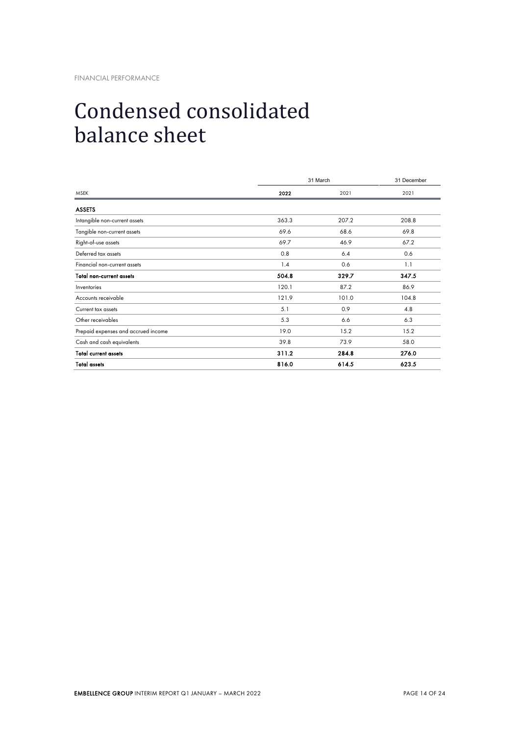FINANCIAL PERFORMANCE

# Condensed consolidated balance sheet

| | 31 March | | 31 December |
|---|---|---|---|
| MSEK | **2022** | 2021 | 2021 |
| **ASSETS** | | | |
| Intangible non-current assets | 363.3 | 207.2 | 208.8 |
| Tangible non-current assets | 69.6 | 68.6 | 69.8 |
| Right-of-use assets | 69.7 | 46.9 | 67.2 |
| Deferred tax assets | 0.8 | 6.4 | 0.6 |
| Financial non-current assets | 1.4 | 0.6 | 1.1 |
| **Total non-current assets** | **504.8** | **329.7** | **347.5** |
| Inventories | 120.1 | 87.2 | 86.9 |
| Accounts receivable | 121.9 | 101.0 | 104.8 |
| Current tax assets | 5.1 | 0.9 | 4.8 |
| Other receivables | 5.3 | 6.6 | 6.3 |
| Prepaid expenses and accrued income | 19.0 | 15.2 | 15.2 |
| Cash and cash equivalents | 39.8 | 73.9 | 58.0 |
| **Total current assets** | **311.2** | **284.8** | **276.0** |
| **Total assets** | **816.0** | **614.5** | **623.5** |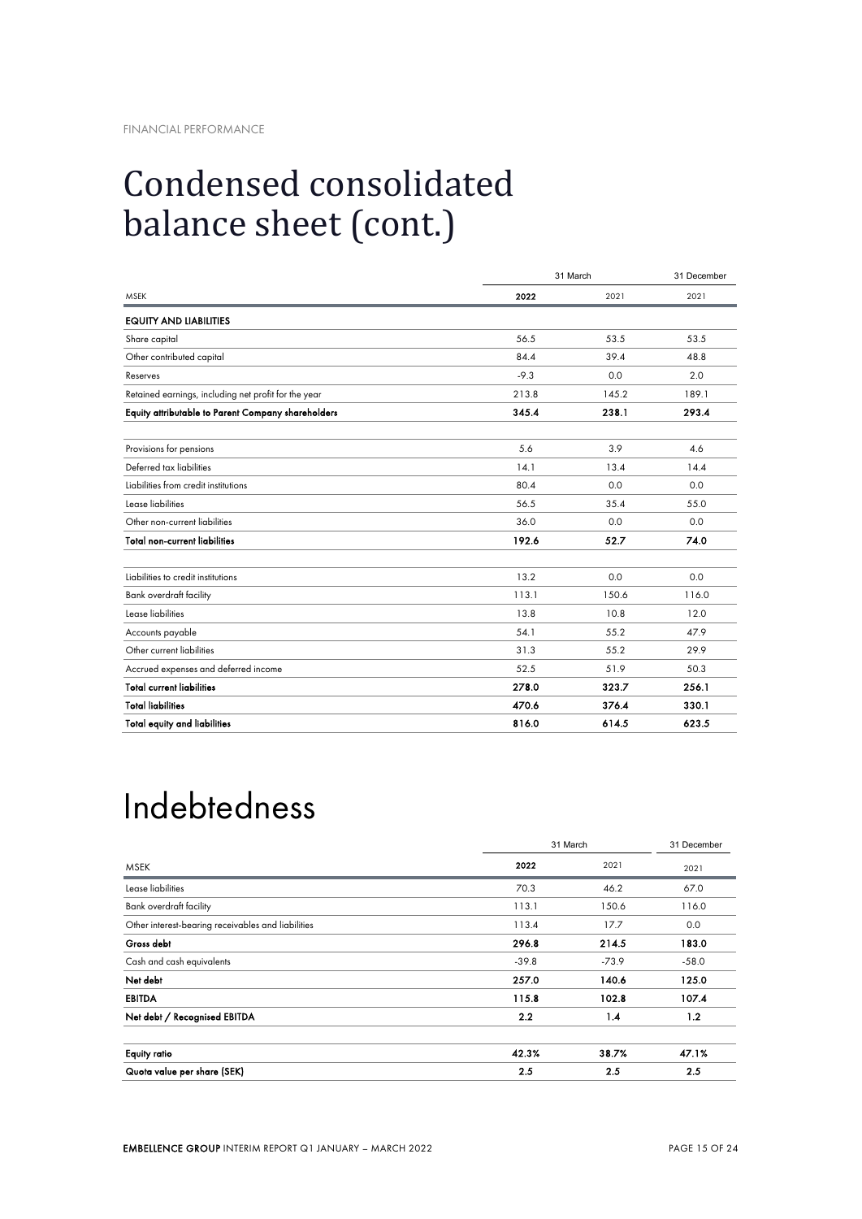FINANCIAL PERFORMANCE

# Condensed consolidated balance sheet (cont.)

| | 31 March | | 31 December |
|---|---|---|---|
| MSEK | **2022** | 2021 | 2021 |
| **EQUITY AND LIABILITIES** | | | |
| Share capital | 56.5 | 53.5 | 53.5 |
| Other contributed capital | 84.4 | 39.4 | 48.8 |
| Reserves | -9.3 | 0.0 | 2.0 |
| Retained earnings, including net profit for the year | 213.8 | 145.2 | 189.1 |
| **Equity attributable to Parent Company shareholders** | **345.4** | **238.1** | **293.4** |
| | | | |
| Provisions for pensions | 5.6 | 3.9 | 4.6 |
| Deferred tax liabilities | 14.1 | 13.4 | 14.4 |
| Liabilities from credit institutions | 80.4 | 0.0 | 0.0 |
| Lease liabilities | 56.5 | 35.4 | 55.0 |
| Other non-current liabilities | 36.0 | 0.0 | 0.0 |
| **Total non-current liabilities** | **192.6** | **52.7** | **74.0** |
| | | | |
| Liabilities to credit institutions | 13.2 | 0.0 | 0.0 |
| Bank overdraft facility | 113.1 | 150.6 | 116.0 |
| Lease liabilities | 13.8 | 10.8 | 12.0 |
| Accounts payable | 54.1 | 55.2 | 47.9 |
| Other current liabilities | 31.3 | 55.2 | 29.9 |
| Accrued expenses and deferred income | 52.5 | 51.9 | 50.3 |
| **Total current liabilities** | **278.0** | **323.7** | **256.1** |
| **Total liabilities** | **470.6** | **376.4** | **330.1** |
| **Total equity and liabilities** | **816.0** | **614.5** | **623.5** |

# Indebtedness

| | 31 March | | 31 December |
|---|---|---|---|
| MSEK | **2022** | 2021 | 2021 |
| Lease liabilities | 70.3 | 46.2 | 67.0 |
| Bank overdraft facility | 113.1 | 150.6 | 116.0 |
| Other interest-bearing receivables and liabilities | 113.4 | 17.7 | 0.0 |
| **Gross debt** | **296.8** | **214.5** | **183.0** |
| Cash and cash equivalents | -39.8 | -73.9 | -58.0 |
| **Net debt** | **257.0** | **140.6** | **125.0** |
| **EBITDA** | **115.8** | **102.8** | **107.4** |
| **Net debt / Recognised EBITDA** | **2.2** | **1.4** | **1.2** |
| | | | |
| **Equity ratio** | **42.3%** | **38.7%** | **47.1%** |
| **Quota value per share (SEK)** | **2.5** | **2.5** | **2.5** |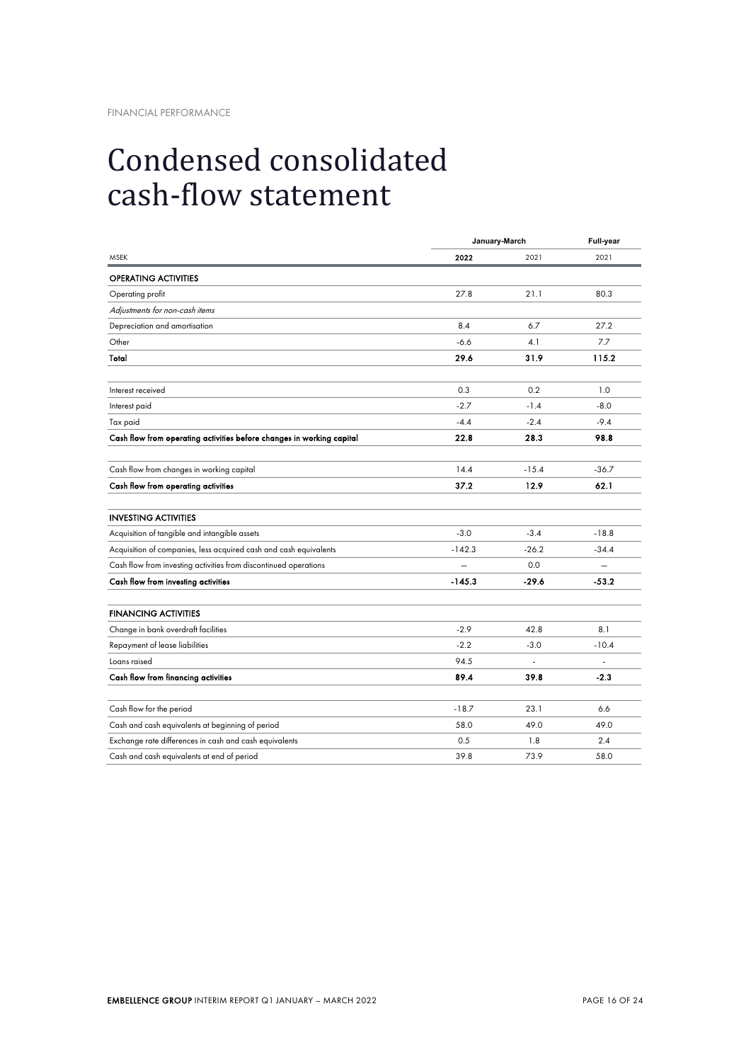FINANCIAL PERFORMANCE

# Condensed consolidated cash-flow statement

| | January-March | | Full-year |
|---|---|---|---|
| MSEK | **2022** | 2021 | 2021 |
| **OPERATING ACTIVITIES** | | | |
| Operating profit | 27.8 | 21.1 | 80.3 |
| *Adjustments for non-cash items* | | | |
| Depreciation and amortisation | 8.4 | 6.7 | 27.2 |
| Other | -6.6 | 4.1 | 7.7 |
| **Total** | **29.6** | **31.9** | **115.2** |
| | | | |
| Interest received | 0.3 | 0.2 | 1.0 |
| Interest paid | -2.7 | -1.4 | -8.0 |
| Tax paid | -4.4 | -2.4 | -9.4 |
| **Cash flow from operating activities before changes in working capital** | **22.8** | **28.3** | **98.8** |
| | | | |
| Cash flow from changes in working capital | 14.4 | -15.4 | -36.7 |
| **Cash flow from operating activities** | **37.2** | **12.9** | **62.1** |
| | | | |
| **INVESTING ACTIVITIES** | | | |
| Acquisition of tangible and intangible assets | -3.0 | -3.4 | -18.8 |
| Acquisition of companies, less acquired cash and cash equivalents | -142.3 | -26.2 | -34.4 |
| Cash flow from investing activities from discontinued operations | – | 0.0 | – |
| **Cash flow from investing activities** | **-145.3** | **-29.6** | **-53.2** |
| | | | |
| **FINANCING ACTIVITIES** | | | |
| Change in bank overdraft facilities | -2.9 | 42.8 | 8.1 |
| Repayment of lease liabilities | -2.2 | -3.0 | -10.4 |
| Loans raised | 94.5 | - | - |
| **Cash flow from financing activities** | **89.4** | **39.8** | **-2.3** |
| | | | |
| Cash flow for the period | -18.7 | 23.1 | 6.6 |
| Cash and cash equivalents at beginning of period | 58.0 | 49.0 | 49.0 |
| Exchange rate differences in cash and cash equivalents | 0.5 | 1.8 | 2.4 |
| Cash and cash equivalents at end of period | 39.8 | 73.9 | 58.0 |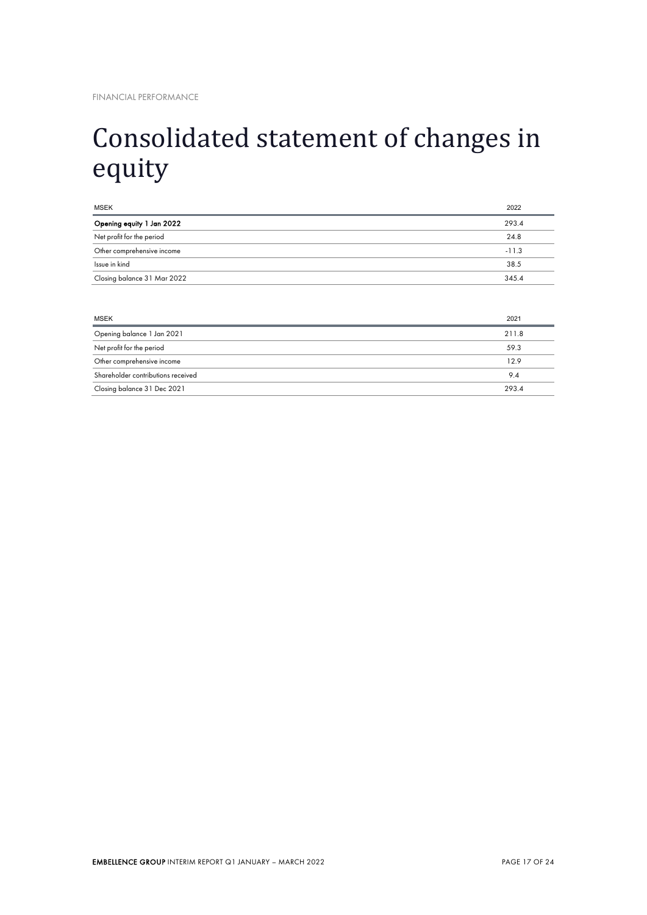FINANCIAL PERFORMANCE

# Consolidated statement of changes in equity

| MSEK | 2022 |
|---|---|
| **Opening equity 1 Jan 2022** | 293.4 |
| Net profit for the period | 24.8 |
| Other comprehensive income | -11.3 |
| Issue in kind | 38.5 |
| Closing balance 31 Mar 2022 | 345.4 |

| MSEK | 2021 |
|---|---|
| Opening balance 1 Jan 2021 | 211.8 |
| Net profit for the period | 59.3 |
| Other comprehensive income | 12.9 |
| Shareholder contributions received | 9.4 |
| Closing balance 31 Dec 2021 | 293.4 |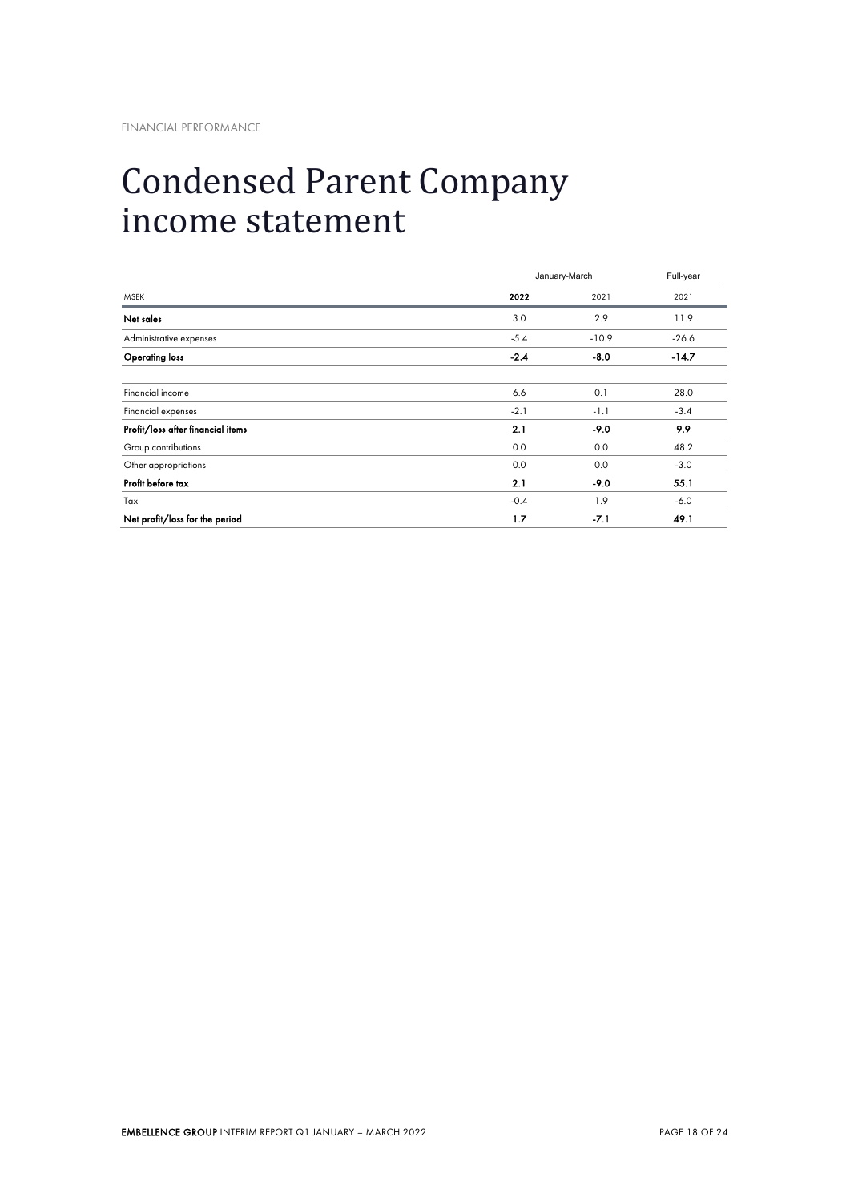FINANCIAL PERFORMANCE

# Condensed Parent Company income statement

| | January-March | | Full-year |
|---|---|---|---|
| MSEK | **2022** | 2021 | 2021 |
| **Net sales** | 3.0 | 2.9 | 11.9 |
| Administrative expenses | -5.4 | -10.9 | -26.6 |
| **Operating loss** | **-2.4** | **-8.0** | **-14.7** |
| | | | |
| Financial income | 6.6 | 0.1 | 28.0 |
| Financial expenses | -2.1 | -1.1 | -3.4 |
| **Profit/loss after financial items** | **2.1** | **-9.0** | **9.9** |
| Group contributions | 0.0 | 0.0 | 48.2 |
| Other appropriations | 0.0 | 0.0 | -3.0 |
| **Profit before tax** | **2.1** | **-9.0** | **55.1** |
| Tax | -0.4 | 1.9 | -6.0 |
| **Net profit/loss for the period** | **1.7** | **-7.1** | **49.1** |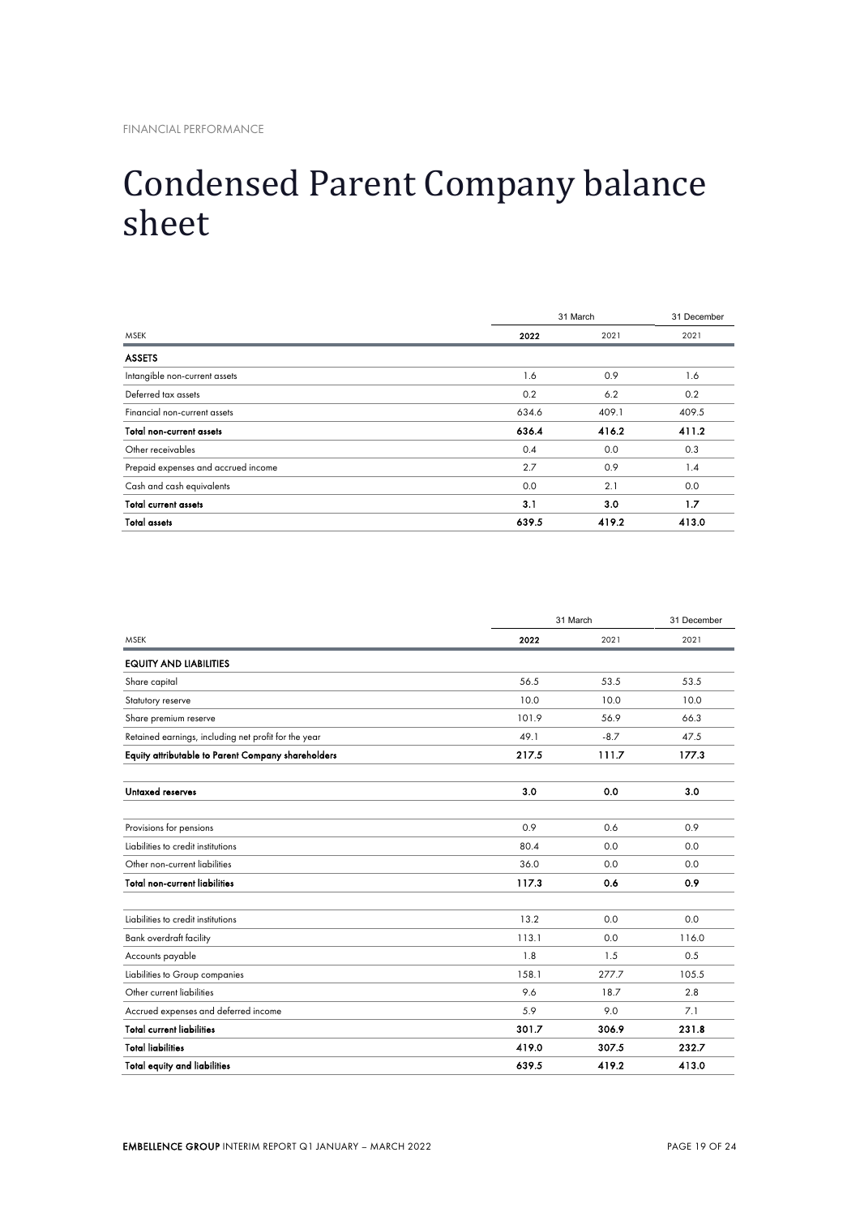FINANCIAL PERFORMANCE

# Condensed Parent Company balance sheet

| | 31 March | | 31 December |
|---|---|---|---|
| MSEK | **2022** | 2021 | 2021 |
| **ASSETS** | | | |
| Intangible non-current assets | 1.6 | 0.9 | 1.6 |
| Deferred tax assets | 0.2 | 6.2 | 0.2 |
| Financial non-current assets | 634.6 | 409.1 | 409.5 |
| **Total non-current assets** | **636.4** | **416.2** | **411.2** |
| Other receivables | 0.4 | 0.0 | 0.3 |
| Prepaid expenses and accrued income | 2.7 | 0.9 | 1.4 |
| Cash and cash equivalents | 0.0 | 2.1 | 0.0 |
| **Total current assets** | **3.1** | **3.0** | **1.7** |
| **Total assets** | **639.5** | **419.2** | **413.0** |

| | 31 March | | 31 December |
|---|---|---|---|
| MSEK | **2022** | 2021 | 2021 |
| **EQUITY AND LIABILITIES** | | | |
| Share capital | 56.5 | 53.5 | 53.5 |
| Statutory reserve | 10.0 | 10.0 | 10.0 |
| Share premium reserve | 101.9 | 56.9 | 66.3 |
| Retained earnings, including net profit for the year | 49.1 | -8.7 | 47.5 |
| **Equity attributable to Parent Company shareholders** | **217.5** | **111.7** | **177.3** |
| | | | |
| **Untaxed reserves** | **3.0** | **0.0** | **3.0** |
| | | | |
| Provisions for pensions | 0.9 | 0.6 | 0.9 |
| Liabilities to credit institutions | 80.4 | 0.0 | 0.0 |
| Other non-current liabilities | 36.0 | 0.0 | 0.0 |
| **Total non-current liabilities** | **117.3** | **0.6** | **0.9** |
| | | | |
| Liabilities to credit institutions | 13.2 | 0.0 | 0.0 |
| Bank overdraft facility | 113.1 | 0.0 | 116.0 |
| Accounts payable | 1.8 | 1.5 | 0.5 |
| Liabilities to Group companies | 158.1 | 277.7 | 105.5 |
| Other current liabilities | 9.6 | 18.7 | 2.8 |
| Accrued expenses and deferred income | 5.9 | 9.0 | 7.1 |
| **Total current liabilities** | **301.7** | **306.9** | **231.8** |
| **Total liabilities** | **419.0** | **307.5** | **232.7** |
| **Total equity and liabilities** | **639.5** | **419.2** | **413.0** |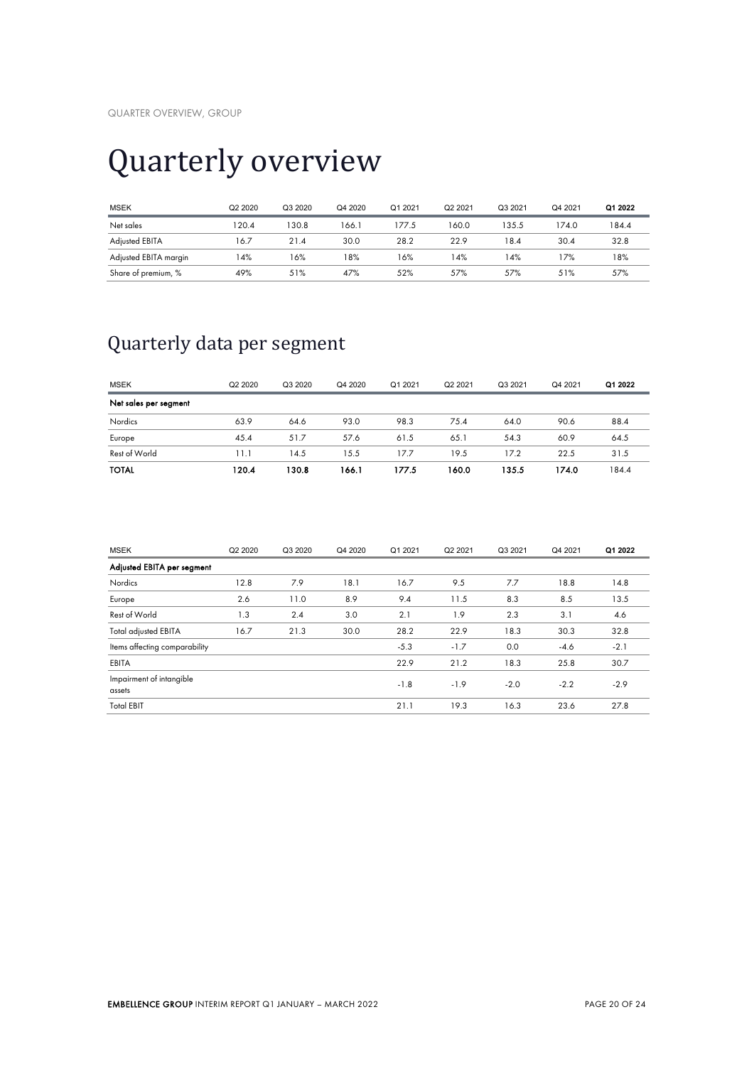# Quarterly overview

| MSEK | Q2 2020 | Q3 2020 | Q4 2020 | Q1 2021 | Q2 2021 | Q3 2021 | Q4 2021 | **Q1 2022** |
|---|---|---|---|---|---|---|---|---|
| Net sales | 120.4 | 130.8 | 166.1 | 177.5 | 160.0 | 135.5 | 174.0 | 184.4 |
| Adjusted EBITA | 16.7 | 21.4 | 30.0 | 28.2 | 22.9 | 18.4 | 30.4 | 32.8 |
| Adjusted EBITA margin | 14% | 16% | 18% | 16% | 14% | 14% | 17% | 18% |
| Share of premium, % | 49% | 51% | 47% | 52% | 57% | 57% | 51% | 57% |

## Quarterly data per segment

| MSEK | Q2 2020 | Q3 2020 | Q4 2020 | Q1 2021 | Q2 2021 | Q3 2021 | Q4 2021 | **Q1 2022** |
|---|---|---|---|---|---|---|---|---|
| **Net sales per segment** | | | | | | | | |
| Nordics | 63.9 | 64.6 | 93.0 | 98.3 | 75.4 | 64.0 | 90.6 | 88.4 |
| Europe | 45.4 | 51.7 | 57.6 | 61.5 | 65.1 | 54.3 | 60.9 | 64.5 |
| Rest of World | 11.1 | 14.5 | 15.5 | 17.7 | 19.5 | 17.2 | 22.5 | 31.5 |
| **TOTAL** | **120.4** | **130.8** | **166.1** | **177.5** | **160.0** | **135.5** | **174.0** | 184.4 |

| MSEK | Q2 2020 | Q3 2020 | Q4 2020 | Q1 2021 | Q2 2021 | Q3 2021 | Q4 2021 | **Q1 2022** |
|---|---|---|---|---|---|---|---|---|
| **Adjusted EBITA per segment** | | | | | | | | |
| Nordics | 12.8 | 7.9 | 18.1 | 16.7 | 9.5 | 7.7 | 18.8 | 14.8 |
| Europe | 2.6 | 11.0 | 8.9 | 9.4 | 11.5 | 8.3 | 8.5 | 13.5 |
| Rest of World | 1.3 | 2.4 | 3.0 | 2.1 | 1.9 | 2.3 | 3.1 | 4.6 |
| Total adjusted EBITA | 16.7 | 21.3 | 30.0 | 28.2 | 22.9 | 18.3 | 30.3 | 32.8 |
| Items affecting comparability | | | | -5.3 | -1.7 | 0.0 | -4.6 | -2.1 |
| EBITA | | | | 22.9 | 21.2 | 18.3 | 25.8 | 30.7 |
| Impairment of intangible assets | | | | -1.8 | -1.9 | -2.0 | -2.2 | -2.9 |
| Total EBIT | | | | 21.1 | 19.3 | 16.3 | 23.6 | 27.8 |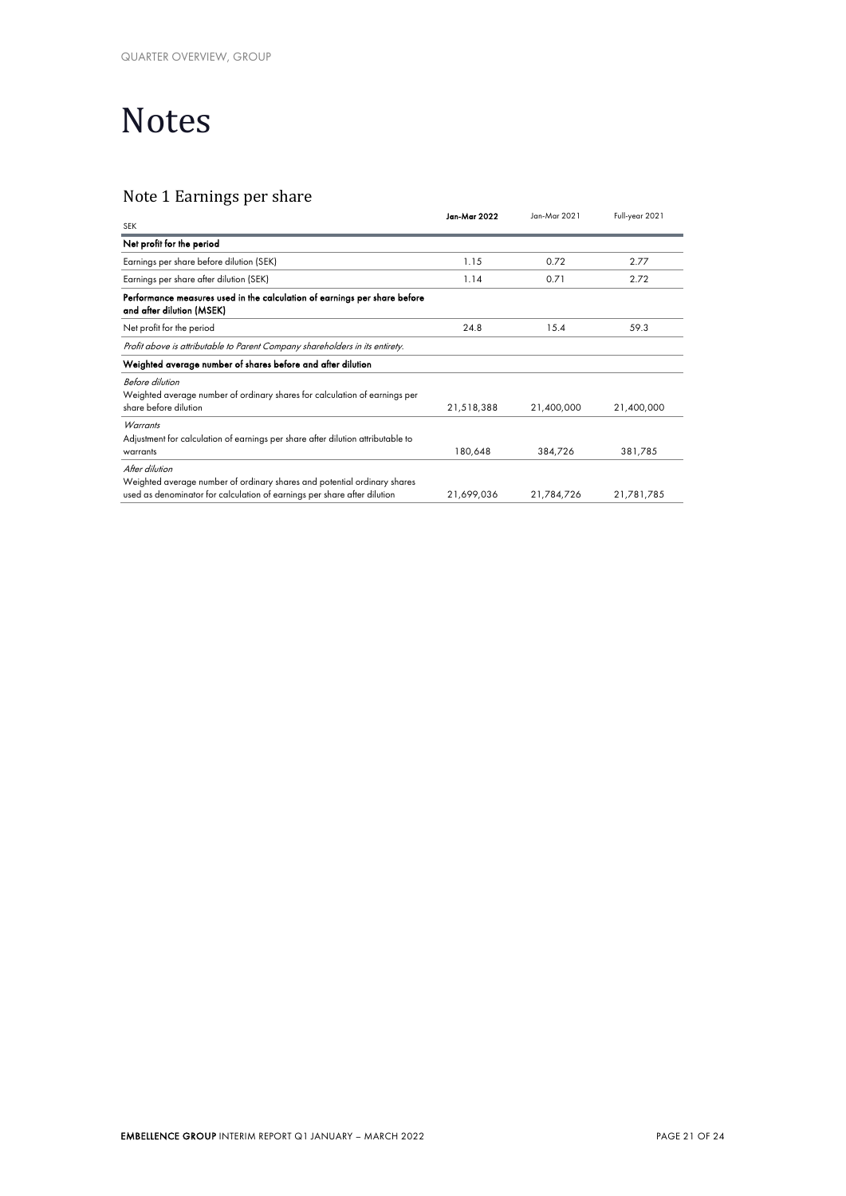# Notes

## Note 1 Earnings per share

| SEK | Jan-Mar 2022 | Jan-Mar 2021 | Full-year 2021 |
|---|---|---|---|
| **Net profit for the period** | | | |
| Earnings per share before dilution (SEK) | 1.15 | 0.72 | 2.77 |
| Earnings per share after dilution (SEK) | 1.14 | 0.71 | 2.72 |
| **Performance measures used in the calculation of earnings per share before and after dilution (MSEK)** | | | |
| Net profit for the period | 24.8 | 15.4 | 59.3 |
| *Profit above is attributable to Parent Company shareholders in its entirety.* | | | |
| **Weighted average number of shares before and after dilution** | | | |
| *Before dilution*<br>Weighted average number of ordinary shares for calculation of earnings per share before dilution | 21,518,388 | 21,400,000 | 21,400,000 |
| *Warrants*<br>Adjustment for calculation of earnings per share after dilution attributable to warrants | 180,648 | 384,726 | 381,785 |
| *After dilution*<br>Weighted average number of ordinary shares and potential ordinary shares used as denominator for calculation of earnings per share after dilution | 21,699,036 | 21,784,726 | 21,781,785 |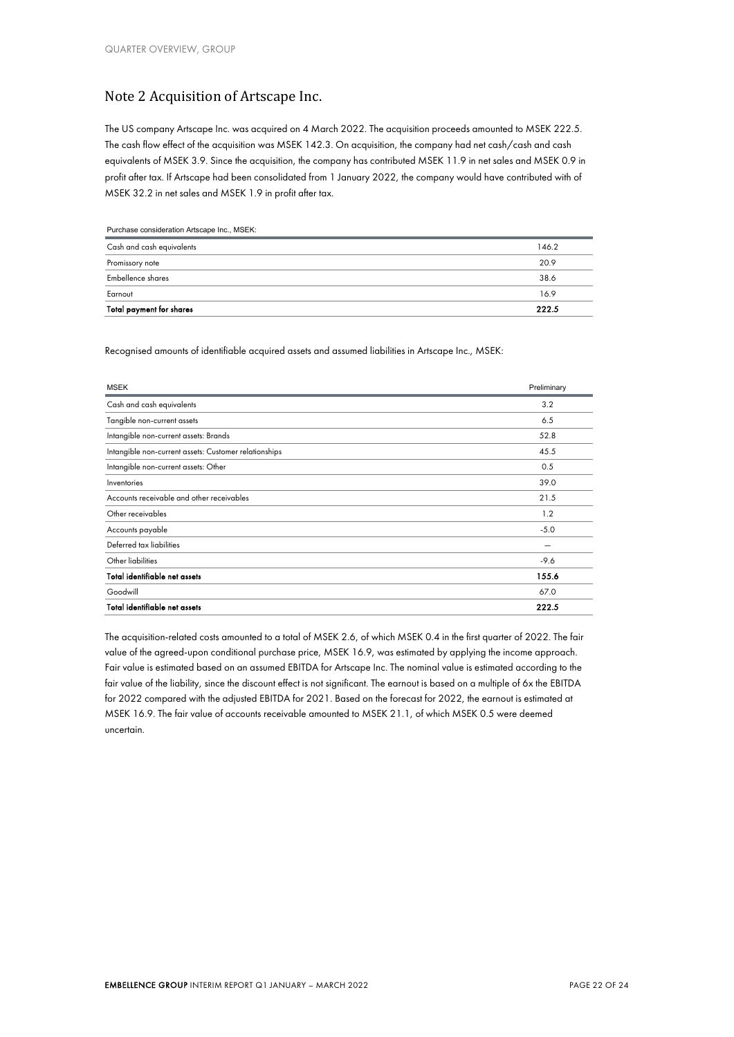## Note 2 Acquisition of Artscape Inc.

The US company Artscape Inc. was acquired on 4 March 2022. The acquisition proceeds amounted to MSEK 222.5. The cash flow effect of the acquisition was MSEK 142.3. On acquisition, the company had net cash/cash and cash equivalents of MSEK 3.9. Since the acquisition, the company has contributed MSEK 11.9 in net sales and MSEK 0.9 in profit after tax. If Artscape had been consolidated from 1 January 2022, the company would have contributed with of MSEK 32.2 in net sales and MSEK 1.9 in profit after tax.

| Purchase consideration Artscape Inc., MSEK: | |
|---|---|
| Cash and cash equivalents | 146.2 |
| Promissory note | 20.9 |
| Embellence shares | 38.6 |
| Earnout | 16.9 |
| **Total payment for shares** | **222.5** |

Recognised amounts of identifiable acquired assets and assumed liabilities in Artscape Inc., MSEK:

| MSEK | Preliminary |
|---|---|
| Cash and cash equivalents | 3.2 |
| Tangible non-current assets | 6.5 |
| Intangible non-current assets: Brands | 52.8 |
| Intangible non-current assets: Customer relationships | 45.5 |
| Intangible non-current assets: Other | 0.5 |
| Inventories | 39.0 |
| Accounts receivable and other receivables | 21.5 |
| Other receivables | 1.2 |
| Accounts payable | -5.0 |
| Deferred tax liabilities | – |
| Other liabilities | -9.6 |
| **Total identifiable net assets** | **155.6** |
| Goodwill | 67.0 |
| **Total identifiable net assets** | **222.5** |

The acquisition-related costs amounted to a total of MSEK 2.6, of which MSEK 0.4 in the first quarter of 2022. The fair value of the agreed-upon conditional purchase price, MSEK 16.9, was estimated by applying the income approach. Fair value is estimated based on an assumed EBITDA for Artscape Inc. The nominal value is estimated according to the fair value of the liability, since the discount effect is not significant. The earnout is based on a multiple of 6x the EBITDA for 2022 compared with the adjusted EBITDA for 2021. Based on the forecast for 2022, the earnout is estimated at MSEK 16.9. The fair value of accounts receivable amounted to MSEK 21.1, of which MSEK 0.5 were deemed uncertain.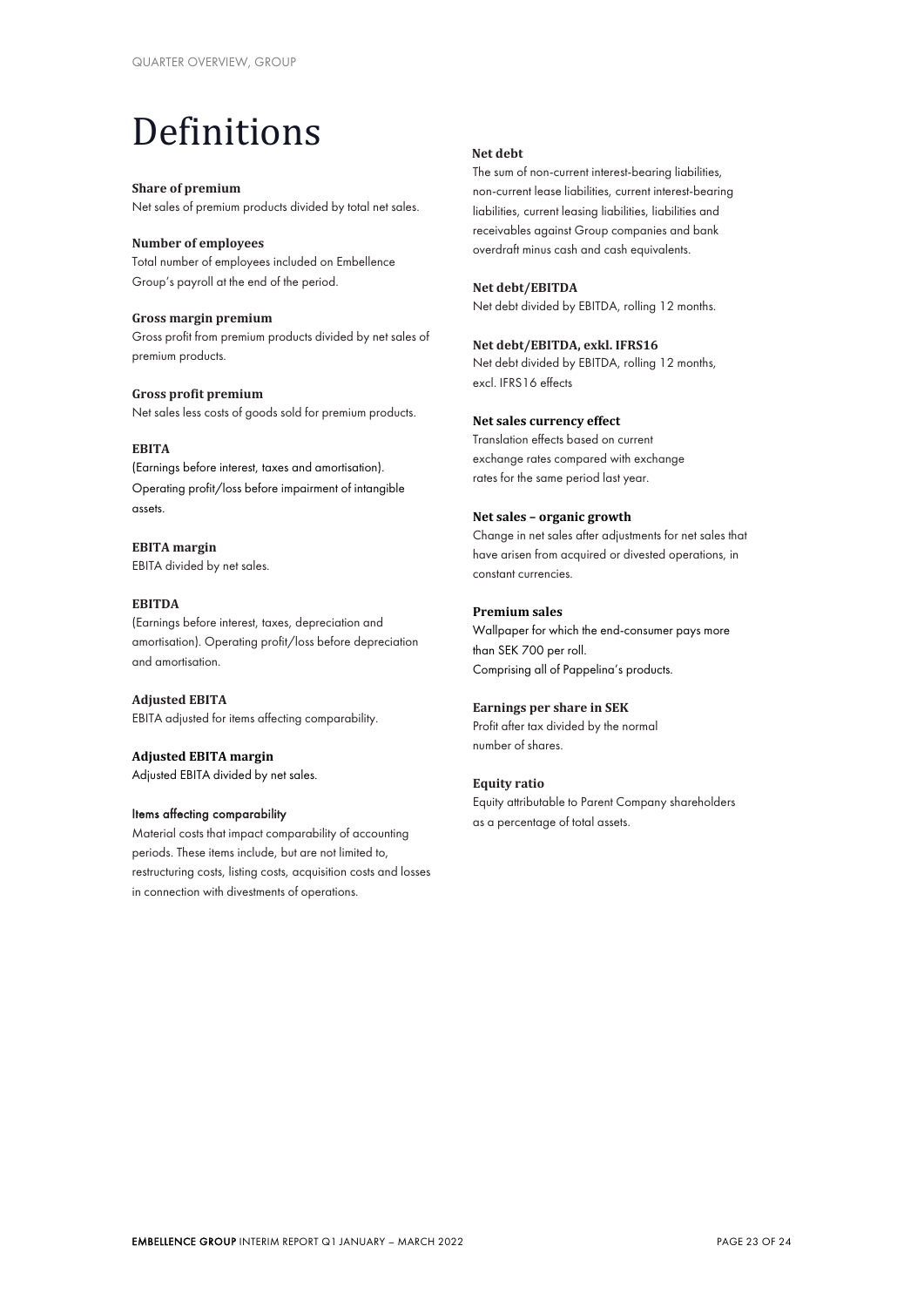# Definitions

**Share of premium**
Net sales of premium products divided by total net sales.

**Number of employees**
Total number of employees included on Embellence Group's payroll at the end of the period.

**Gross margin premium**
Gross profit from premium products divided by net sales of premium products.

**Gross profit premium**
Net sales less costs of goods sold for premium products.

**EBITA**
(Earnings before interest, taxes and amortisation). Operating profit/loss before impairment of intangible assets.

**EBITA margin**
EBITA divided by net sales.

**EBITDA**
(Earnings before interest, taxes, depreciation and amortisation). Operating profit/loss before depreciation and amortisation.

**Adjusted EBITA**
EBITA adjusted for items affecting comparability.

**Adjusted EBITA margin**
Adjusted EBITA divided by net sales.

**Items affecting comparability**
Material costs that impact comparability of accounting periods. These items include, but are not limited to, restructuring costs, listing costs, acquisition costs and losses in connection with divestments of operations.

**Net debt**
The sum of non-current interest-bearing liabilities, non-current lease liabilities, current interest-bearing liabilities, current leasing liabilities, liabilities and receivables against Group companies and bank overdraft minus cash and cash equivalents.

**Net debt/EBITDA**
Net debt divided by EBITDA, rolling 12 months.

**Net debt/EBITDA, exkl. IFRS16**
Net debt divided by EBITDA, rolling 12 months, excl. IFRS16 effects

**Net sales currency effect**
Translation effects based on current exchange rates compared with exchange rates for the same period last year.

**Net sales – organic growth**
Change in net sales after adjustments for net sales that have arisen from acquired or divested operations, in constant currencies.

**Premium sales**
Wallpaper for which the end-consumer pays more than SEK 700 per roll.
Comprising all of Pappelina's products.

**Earnings per share in SEK**
Profit after tax divided by the normal number of shares.

**Equity ratio**
Equity attributable to Parent Company shareholders as a percentage of total assets.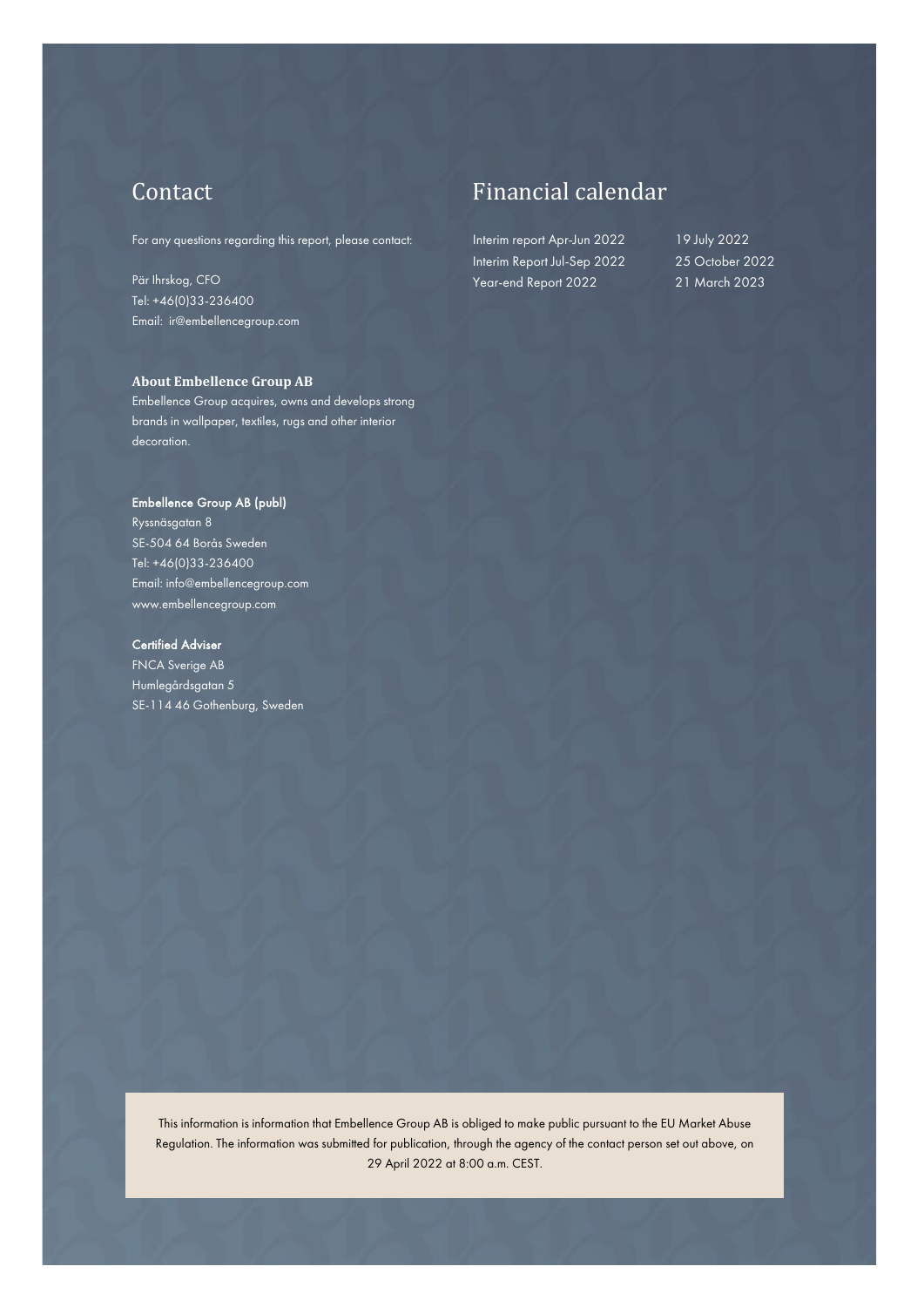## Contact

For any questions regarding this report, please contact:

Pär Ihrskog, CFO
Tel: +46(0)33-236400
Email: ir@embellencegroup.com

**About Embellence Group AB**
Embellence Group acquires, owns and develops strong brands in wallpaper, textiles, rugs and other interior decoration.

**Embellence Group AB (publ)**
Ryssnäsgatan 8
SE-504 64 Borås Sweden
Tel: +46(0)33-236400
Email: info@embellencegroup.com
www.embellencegroup.com

**Certified Adviser**
FNCA Sverige AB
Humlegårdsgatan 5
SE-114 46 Gothenburg, Sweden

## Financial calendar

| | |
|---|---|
| Interim report Apr-Jun 2022 | 19 July 2022 |
| Interim Report Jul-Sep 2022 | 25 October 2022 |
| Year-end Report 2022 | 21 March 2023 |

This information is information that Embellence Group AB is obliged to make public pursuant to the EU Market Abuse Regulation. The information was submitted for publication, through the agency of the contact person set out above, on 29 April 2022 at 8:00 a.m. CEST.